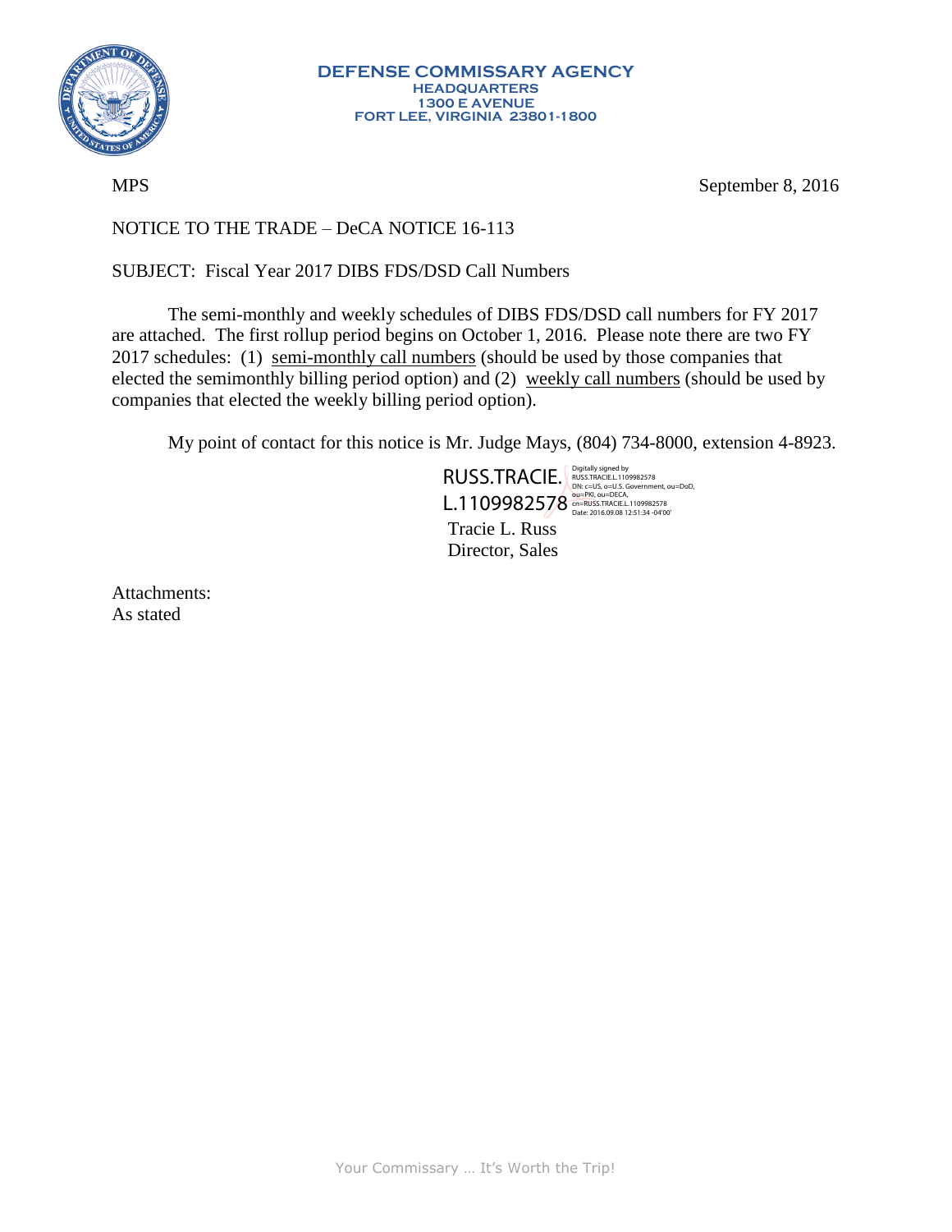**DEFENSE COMMISSARY AGENCY**
**HEADQUARTERS**
**1300 E AVENUE**
**FORT LEE, VIRGINIA 23801-1800**

MPS

September 8, 2016

NOTICE TO THE TRADE – DeCA NOTICE 16-113

SUBJECT: Fiscal Year 2017 DIBS FDS/DSD Call Numbers

The semi-monthly and weekly schedules of DIBS FDS/DSD call numbers for FY 2017 are attached. The first rollup period begins on October 1, 2016. Please note there are two FY 2017 schedules: (1) semi-monthly call numbers (should be used by those companies that elected the semimonthly billing period option) and (2) weekly call numbers (should be used by companies that elected the weekly billing period option).

My point of contact for this notice is Mr. Judge Mays, (804) 734-8000, extension 4-8923.

RUSS.TRACIE.L.1109982578
Digitally signed by RUSS.TRACIE.L.1109982578
DN: c=US, o=U.S. Government, ou=DoD, ou=PKI, ou=DECA, cn=RUSS.TRACIE.L.1109982578
Date: 2016.09.08 12:51:34 -04'00'

Tracie L. Russ
Director, Sales

Attachments:
As stated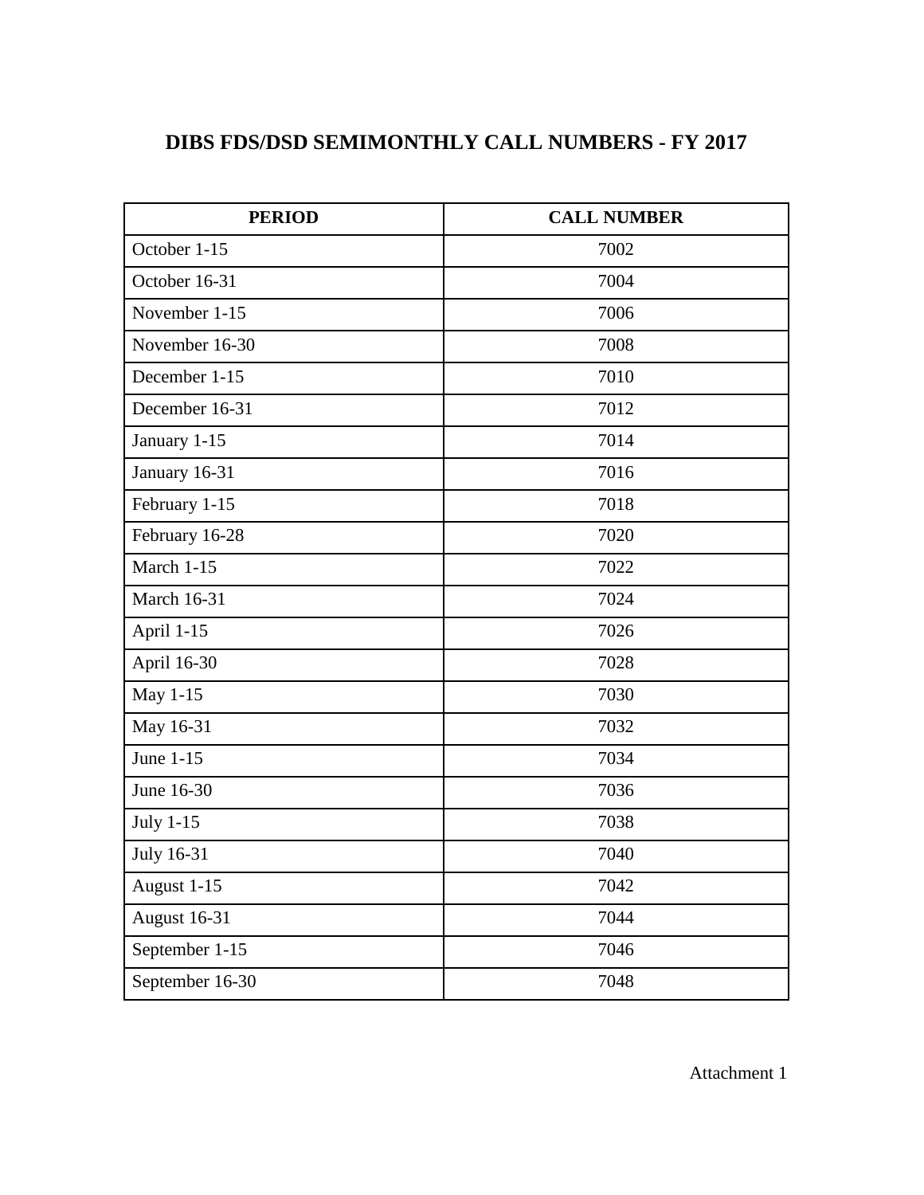# DIBS FDS/DSD SEMIMONTHLY CALL NUMBERS - FY 2017

| PERIOD | CALL NUMBER |
|---|---|
| October 1-15 | 7002 |
| October 16-31 | 7004 |
| November 1-15 | 7006 |
| November 16-30 | 7008 |
| December 1-15 | 7010 |
| December 16-31 | 7012 |
| January 1-15 | 7014 |
| January 16-31 | 7016 |
| February 1-15 | 7018 |
| February 16-28 | 7020 |
| March 1-15 | 7022 |
| March 16-31 | 7024 |
| April 1-15 | 7026 |
| April 16-30 | 7028 |
| May 1-15 | 7030 |
| May 16-31 | 7032 |
| June 1-15 | 7034 |
| June 16-30 | 7036 |
| July 1-15 | 7038 |
| July 16-31 | 7040 |
| August 1-15 | 7042 |
| August 16-31 | 7044 |
| September 1-15 | 7046 |
| September 16-30 | 7048 |

Attachment 1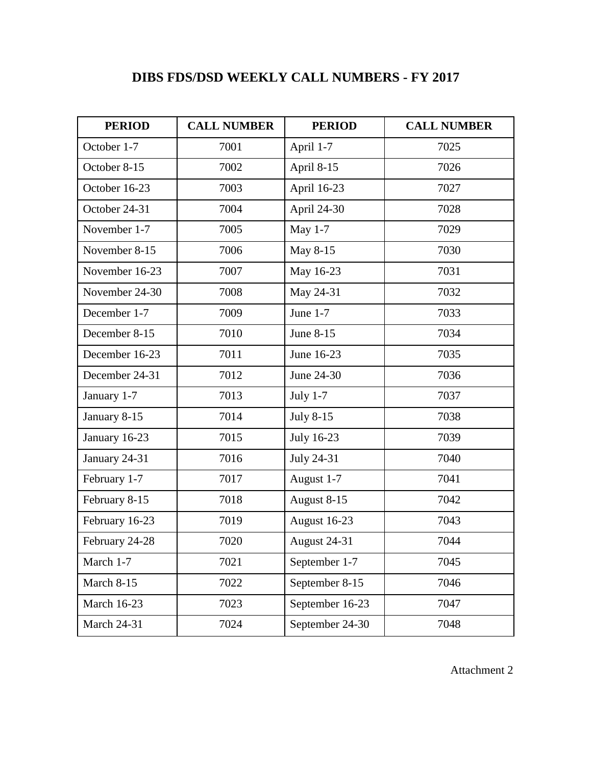# DIBS FDS/DSD WEEKLY CALL NUMBERS - FY 2017

| PERIOD | CALL NUMBER | PERIOD | CALL NUMBER |
|---|---|---|---|
| October 1-7 | 7001 | April 1-7 | 7025 |
| October 8-15 | 7002 | April 8-15 | 7026 |
| October 16-23 | 7003 | April 16-23 | 7027 |
| October 24-31 | 7004 | April 24-30 | 7028 |
| November 1-7 | 7005 | May 1-7 | 7029 |
| November 8-15 | 7006 | May 8-15 | 7030 |
| November 16-23 | 7007 | May 16-23 | 7031 |
| November 24-30 | 7008 | May 24-31 | 7032 |
| December 1-7 | 7009 | June 1-7 | 7033 |
| December 8-15 | 7010 | June 8-15 | 7034 |
| December 16-23 | 7011 | June 16-23 | 7035 |
| December 24-31 | 7012 | June 24-30 | 7036 |
| January 1-7 | 7013 | July 1-7 | 7037 |
| January 8-15 | 7014 | July 8-15 | 7038 |
| January 16-23 | 7015 | July 16-23 | 7039 |
| January 24-31 | 7016 | July 24-31 | 7040 |
| February 1-7 | 7017 | August 1-7 | 7041 |
| February 8-15 | 7018 | August 8-15 | 7042 |
| February 16-23 | 7019 | August 16-23 | 7043 |
| February 24-28 | 7020 | August 24-31 | 7044 |
| March 1-7 | 7021 | September 1-7 | 7045 |
| March 8-15 | 7022 | September 8-15 | 7046 |
| March 16-23 | 7023 | September 16-23 | 7047 |
| March 24-31 | 7024 | September 24-30 | 7048 |

Attachment 2